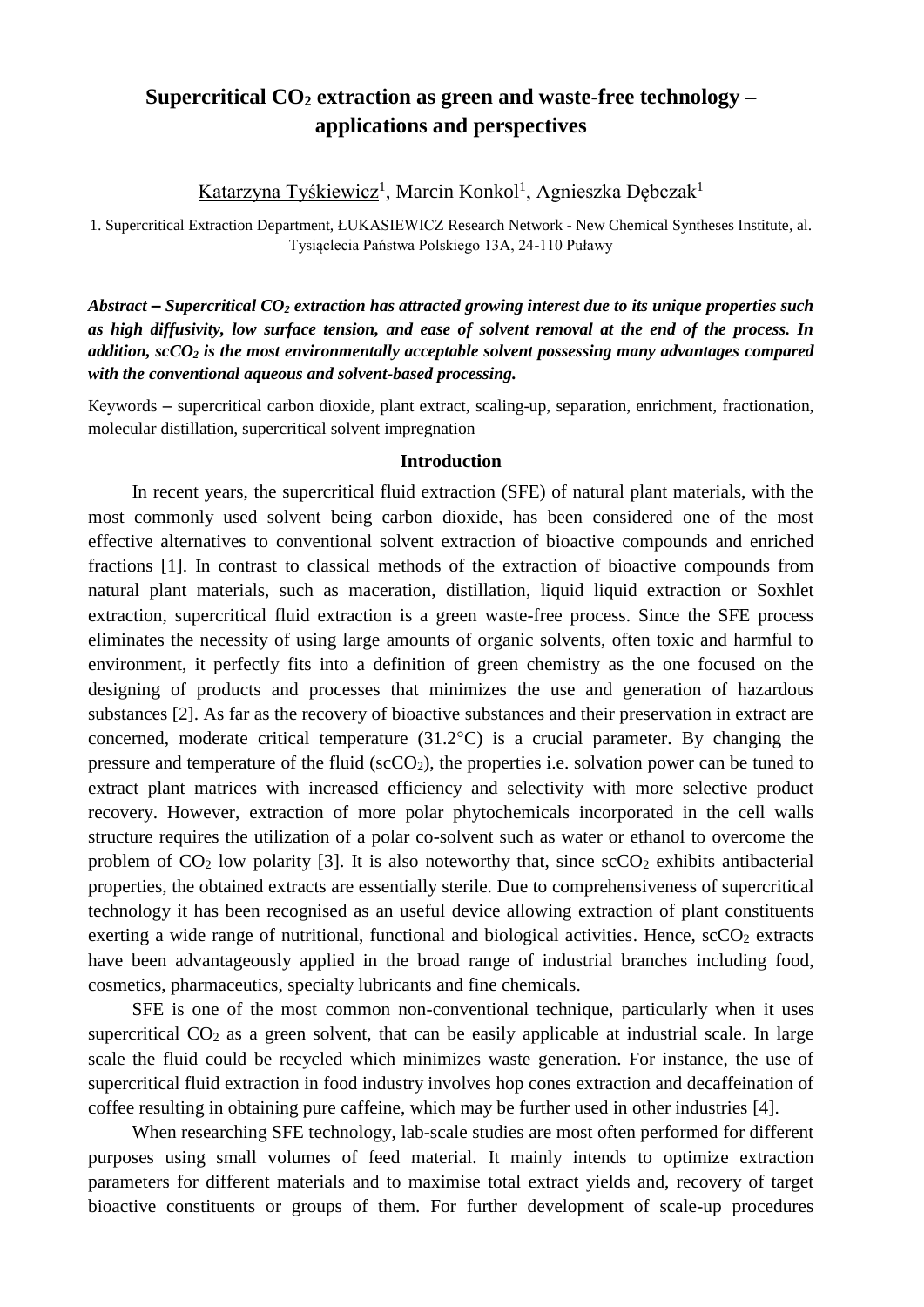# Supercritical $CO_2$ extraction as green and waste-free technology – applications and perspectives

Katarzyna Tyśkiewicz[1], Marcin Konkol[1], Agnieszka Dębczak[1]

1. Supercritical Extraction Department, ŁUKASIEWICZ Research Network - New Chemical Syntheses Institute, al. Tysiąclecia Państwa Polskiego 13A, 24-110 Puławy

***Abstract* – *Supercritical $CO_2$ extraction has attracted growing interest due to its unique properties such as high diffusivity, low surface tension, and ease of solvent removal at the end of the process. In addition, $scCO_2$ is the most environmentally acceptable solvent possessing many advantages compared with the conventional aqueous and solvent-based processing.***

Keywords – supercritical carbon dioxide, plant extract, scaling-up, separation, enrichment, fractionation, molecular distillation, supercritical solvent impregnation

## Introduction

In recent years, the supercritical fluid extraction (SFE) of natural plant materials, with the most commonly used solvent being carbon dioxide, has been considered one of the most effective alternatives to conventional solvent extraction of bioactive compounds and enriched fractions [1]. In contrast to classical methods of the extraction of bioactive compounds from natural plant materials, such as maceration, distillation, liquid liquid extraction or Soxhlet extraction, supercritical fluid extraction is a green waste-free process. Since the SFE process eliminates the necessity of using large amounts of organic solvents, often toxic and harmful to environment, it perfectly fits into a definition of green chemistry as the one focused on the designing of products and processes that minimizes the use and generation of hazardous substances [2]. As far as the recovery of bioactive substances and their preservation in extract are concerned, moderate critical temperature (31.2°C) is a crucial parameter. By changing the pressure and temperature of the fluid ($scCO_2$), the properties i.e. solvation power can be tuned to extract plant matrices with increased efficiency and selectivity with more selective product recovery. However, extraction of more polar phytochemicals incorporated in the cell walls structure requires the utilization of a polar co-solvent such as water or ethanol to overcome the problem of $CO_2$ low polarity [3]. It is also noteworthy that, since $scCO_2$ exhibits antibacterial properties, the obtained extracts are essentially sterile. Due to comprehensiveness of supercritical technology it has been recognised as an useful device allowing extraction of plant constituents exerting a wide range of nutritional, functional and biological activities. Hence, $scCO_2$ extracts have been advantageously applied in the broad range of industrial branches including food, cosmetics, pharmaceutics, specialty lubricants and fine chemicals.

SFE is one of the most common non-conventional technique, particularly when it uses supercritical $CO_2$ as a green solvent, that can be easily applicable at industrial scale. In large scale the fluid could be recycled which minimizes waste generation. For instance, the use of supercritical fluid extraction in food industry involves hop cones extraction and decaffeination of coffee resulting in obtaining pure caffeine, which may be further used in other industries [4].

When researching SFE technology, lab-scale studies are most often performed for different purposes using small volumes of feed material. It mainly intends to optimize extraction parameters for different materials and to maximise total extract yields and, recovery of target bioactive constituents or groups of them. For further development of scale-up procedures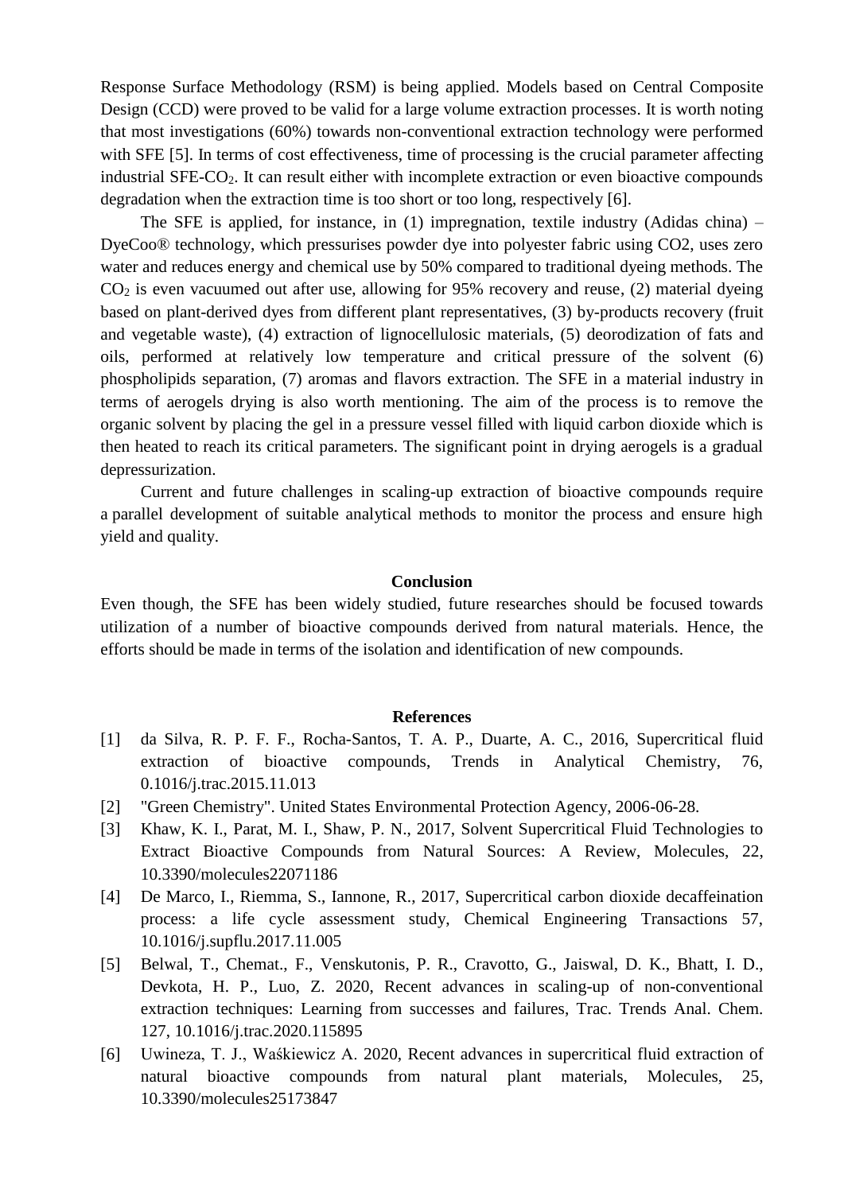Response Surface Methodology (RSM) is being applied. Models based on Central Composite Design (CCD) were proved to be valid for a large volume extraction processes. It is worth noting that most investigations (60%) towards non-conventional extraction technology were performed with SFE [5]. In terms of cost effectiveness, time of processing is the crucial parameter affecting industrial SFE-$CO_2$. It can result either with incomplete extraction or even bioactive compounds degradation when the extraction time is too short or too long, respectively [6].

The SFE is applied, for instance, in (1) impregnation, textile industry (Adidas china) – DyeCoo® technology, which pressurises powder dye into polyester fabric using CO2, uses zero water and reduces energy and chemical use by 50% compared to traditional dyeing methods. The $CO_2$ is even vacuumed out after use, allowing for 95% recovery and reuse, (2) material dyeing based on plant-derived dyes from different plant representatives, (3) by-products recovery (fruit and vegetable waste), (4) extraction of lignocellulosic materials, (5) deorodization of fats and oils, performed at relatively low temperature and critical pressure of the solvent (6) phospholipids separation, (7) aromas and flavors extraction. The SFE in a material industry in terms of aerogels drying is also worth mentioning. The aim of the process is to remove the organic solvent by placing the gel in a pressure vessel filled with liquid carbon dioxide which is then heated to reach its critical parameters. The significant point in drying aerogels is a gradual depressurization.

Current and future challenges in scaling-up extraction of bioactive compounds require a parallel development of suitable analytical methods to monitor the process and ensure high yield and quality.

## Conclusion

Even though, the SFE has been widely studied, future researches should be focused towards utilization of a number of bioactive compounds derived from natural materials. Hence, the efforts should be made in terms of the isolation and identification of new compounds.

## References

[1] da Silva, R. P. F. F., Rocha-Santos, T. A. P., Duarte, A. C., 2016, Supercritical fluid extraction of bioactive compounds, Trends in Analytical Chemistry, 76, 0.1016/j.trac.2015.11.013

[2] "Green Chemistry". United States Environmental Protection Agency, 2006-06-28.

[3] Khaw, K. I., Parat, M. I., Shaw, P. N., 2017, Solvent Supercritical Fluid Technologies to Extract Bioactive Compounds from Natural Sources: A Review, Molecules, 22, 10.3390/molecules22071186

[4] De Marco, I., Riemma, S., Iannone, R., 2017, Supercritical carbon dioxide decaffeination process: a life cycle assessment study, Chemical Engineering Transactions 57, 10.1016/j.supflu.2017.11.005

[5] Belwal, T., Chemat., F., Venskutonis, P. R., Cravotto, G., Jaiswal, D. K., Bhatt, I. D., Devkota, H. P., Luo, Z. 2020, Recent advances in scaling-up of non-conventional extraction techniques: Learning from successes and failures, Trac. Trends Anal. Chem. 127, 10.1016/j.trac.2020.115895

[6] Uwineza, T. J., Waśkiewicz A. 2020, Recent advances in supercritical fluid extraction of natural bioactive compounds from natural plant materials, Molecules, 25, 10.3390/molecules25173847